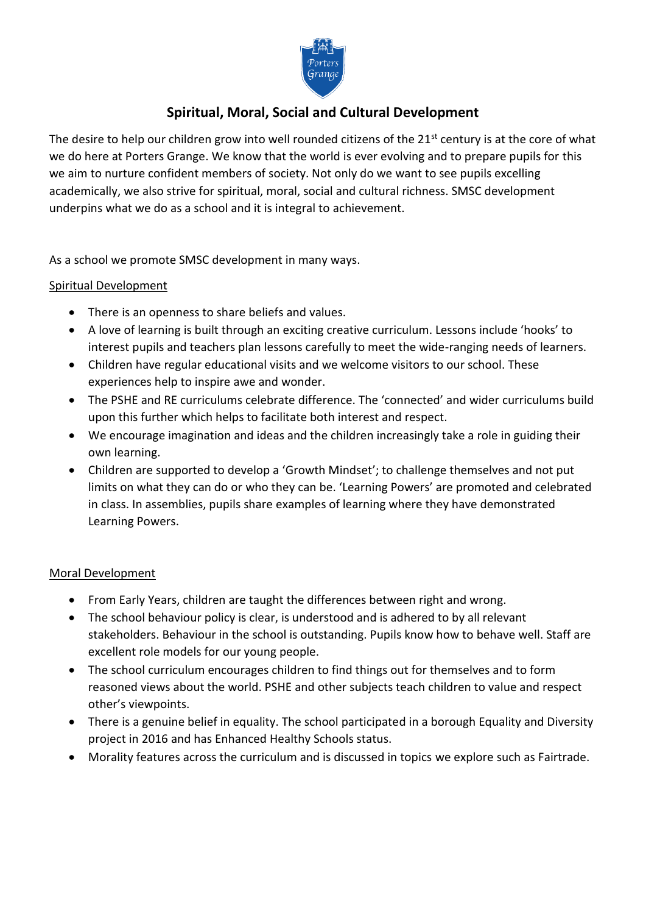# Spiritual, Moral, Social and Cultural Development

The desire to help our children grow into well rounded citizens of the 21st century is at the core of what we do here at Porters Grange. We know that the world is ever evolving and to prepare pupils for this we aim to nurture confident members of society. Not only do we want to see pupils excelling academically, we also strive for spiritual, moral, social and cultural richness. SMSC development underpins what we do as a school and it is integral to achievement.

As a school we promote SMSC development in many ways.

## Spiritual Development

- There is an openness to share beliefs and values.
- A love of learning is built through an exciting creative curriculum. Lessons include 'hooks' to interest pupils and teachers plan lessons carefully to meet the wide-ranging needs of learners.
- Children have regular educational visits and we welcome visitors to our school. These experiences help to inspire awe and wonder.
- The PSHE and RE curriculums celebrate difference. The 'connected' and wider curriculums build upon this further which helps to facilitate both interest and respect.
- We encourage imagination and ideas and the children increasingly take a role in guiding their own learning.
- Children are supported to develop a 'Growth Mindset'; to challenge themselves and not put limits on what they can do or who they can be. 'Learning Powers' are promoted and celebrated in class. In assemblies, pupils share examples of learning where they have demonstrated Learning Powers.

## Moral Development

- From Early Years, children are taught the differences between right and wrong.
- The school behaviour policy is clear, is understood and is adhered to by all relevant stakeholders. Behaviour in the school is outstanding. Pupils know how to behave well. Staff are excellent role models for our young people.
- The school curriculum encourages children to find things out for themselves and to form reasoned views about the world. PSHE and other subjects teach children to value and respect other's viewpoints.
- There is a genuine belief in equality. The school participated in a borough Equality and Diversity project in 2016 and has Enhanced Healthy Schools status.
- Morality features across the curriculum and is discussed in topics we explore such as Fairtrade.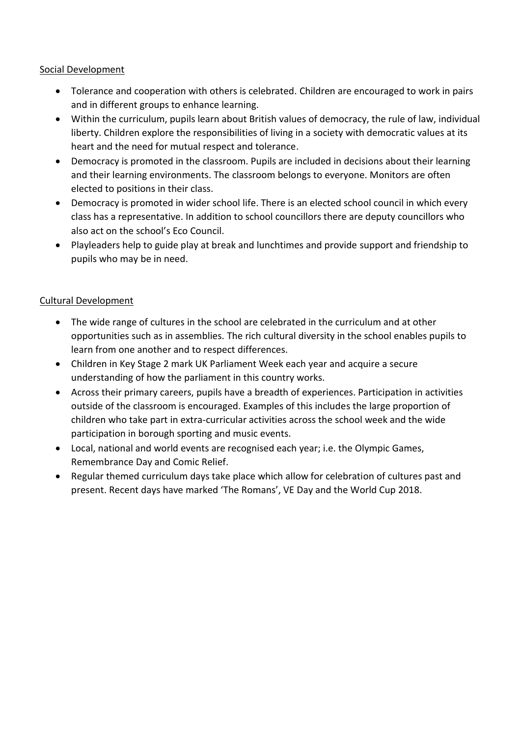## Social Development

- Tolerance and cooperation with others is celebrated. Children are encouraged to work in pairs and in different groups to enhance learning.
- Within the curriculum, pupils learn about British values of democracy, the rule of law, individual liberty. Children explore the responsibilities of living in a society with democratic values at its heart and the need for mutual respect and tolerance.
- Democracy is promoted in the classroom. Pupils are included in decisions about their learning and their learning environments. The classroom belongs to everyone. Monitors are often elected to positions in their class.
- Democracy is promoted in wider school life. There is an elected school council in which every class has a representative. In addition to school councillors there are deputy councillors who also act on the school's Eco Council.
- Playleaders help to guide play at break and lunchtimes and provide support and friendship to pupils who may be in need.

## Cultural Development

- The wide range of cultures in the school are celebrated in the curriculum and at other opportunities such as in assemblies. The rich cultural diversity in the school enables pupils to learn from one another and to respect differences.
- Children in Key Stage 2 mark UK Parliament Week each year and acquire a secure understanding of how the parliament in this country works.
- Across their primary careers, pupils have a breadth of experiences. Participation in activities outside of the classroom is encouraged. Examples of this includes the large proportion of children who take part in extra-curricular activities across the school week and the wide participation in borough sporting and music events.
- Local, national and world events are recognised each year; i.e. the Olympic Games, Remembrance Day and Comic Relief.
- Regular themed curriculum days take place which allow for celebration of cultures past and present. Recent days have marked 'The Romans', VE Day and the World Cup 2018.